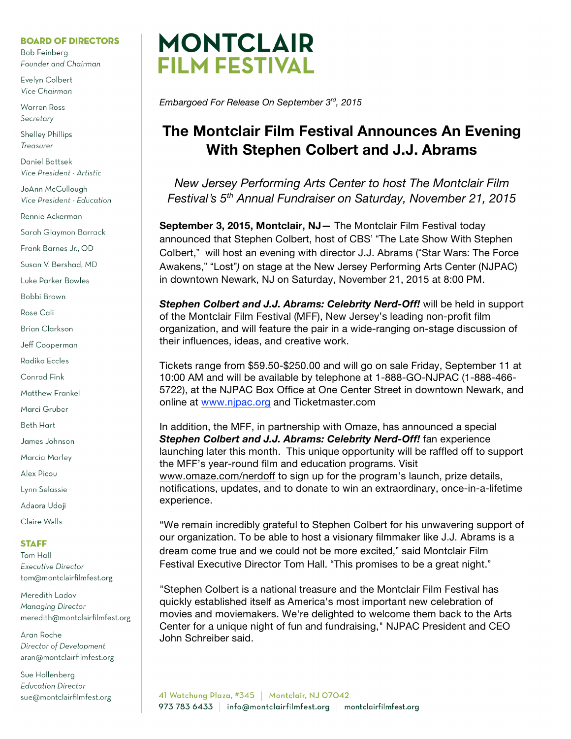# MONTCLAIR FILM FESTIVAL

*Embargoed For Release On September 3rd, 2015*

## The Montclair Film Festival Announces An Evening With Stephen Colbert and J.J. Abrams

*New Jersey Performing Arts Center to host The Montclair Film Festival's 5th Annual Fundraiser on Saturday, November 21, 2015*

**September 3, 2015, Montclair, NJ—** The Montclair Film Festival today announced that Stephen Colbert, host of CBS' "The Late Show With Stephen Colbert," will host an evening with director J.J. Abrams ("Star Wars: The Force Awakens," "Lost") on stage at the New Jersey Performing Arts Center (NJPAC) in downtown Newark, NJ on Saturday, November 21, 2015 at 8:00 PM.

***Stephen Colbert and J.J. Abrams: Celebrity Nerd-Off!*** will be held in support of the Montclair Film Festival (MFF), New Jersey's leading non-profit film organization, and will feature the pair in a wide-ranging on-stage discussion of their influences, ideas, and creative work.

Tickets range from $59.50-$250.00 and will go on sale Friday, September 11 at 10:00 AM and will be available by telephone at 1-888-GO-NJPAC (1-888-466-5722), at the NJPAC Box Office at One Center Street in downtown Newark, and online at www.njpac.org and Ticketmaster.com

In addition, the MFF, in partnership with Omaze, has announced a special ***Stephen Colbert and J.J. Abrams: Celebrity Nerd-Off!*** fan experience launching later this month. This unique opportunity will be raffled off to support the MFF's year-round film and education programs. Visit www.omaze.com/nerdoff to sign up for the program's launch, prize details, notifications, updates, and to donate to win an extraordinary, once-in-a-lifetime experience.

"We remain incredibly grateful to Stephen Colbert for his unwavering support of our organization. To be able to host a visionary filmmaker like J.J. Abrams is a dream come true and we could not be more excited," said Montclair Film Festival Executive Director Tom Hall. "This promises to be a great night."

"Stephen Colbert is a national treasure and the Montclair Film Festival has quickly established itself as America's most important new celebration of movies and moviemakers. We're delighted to welcome them back to the Arts Center for a unique night of fun and fundraising," NJPAC President and CEO John Schreiber said.

**BOARD OF DIRECTORS**

Bob Feinberg
*Founder and Chairman*

Evelyn Colbert
*Vice Chairman*

Warren Ross
*Secretary*

Shelley Phillips
*Treasurer*

Daniel Battsek
*Vice President - Artistic*

JoAnn McCullough
*Vice President - Education*

Rennie Ackerman
Sarah Glaymon Barrack
Frank Barnes Jr., OD
Susan V. Bershad, MD
Luke Parker Bowles
Bobbi Brown
Rose Cali
Brian Clarkson
Jeff Cooperman
Radika Eccles
Conrad Fink
Matthew Frankel
Marci Gruber
Beth Hart
James Johnson
Marcia Marley
Alex Picou
Lynn Selassie
Adaora Udoji
Claire Walls

**STAFF**

Tom Hall
*Executive Director*
tom@montclairfilmfest.org

Meredith Ladov
*Managing Director*
meredith@montclairfilmfest.org

Aran Roche
*Director of Development*
aran@montclairfilmfest.org

Sue Hollenberg
*Education Director*
sue@montclairfilmfest.org

41 Watchung Plaza, #345 | Montclair, NJ 07042
973 783 6433 | info@montclairfilmfest.org | montclairfilmfest.org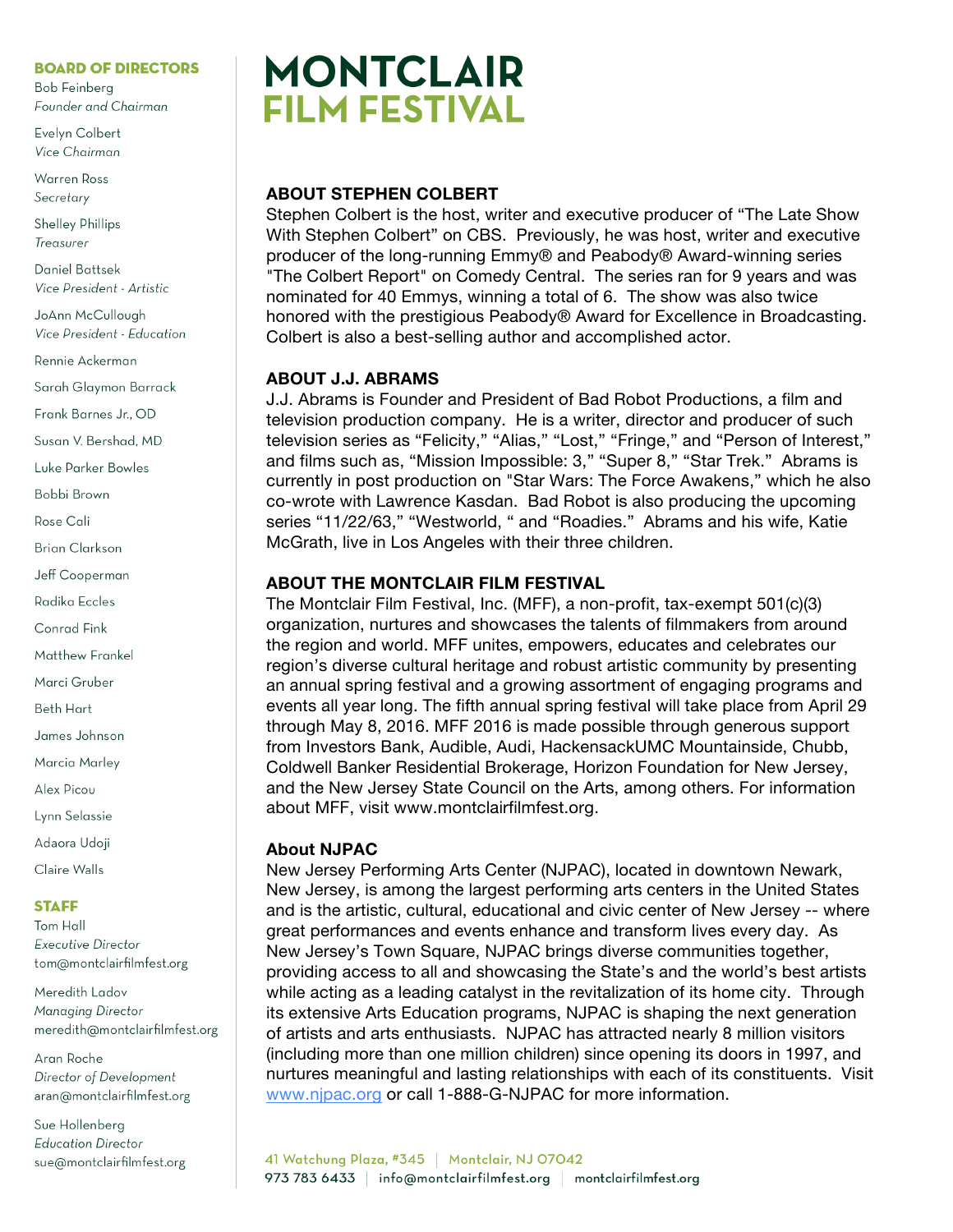**BOARD OF DIRECTORS**

Bob Feinberg
*Founder and Chairman*

Evelyn Colbert
*Vice Chairman*

Warren Ross
*Secretary*

Shelley Phillips
*Treasurer*

Daniel Battsek
*Vice President - Artistic*

JoAnn McCullough
*Vice President - Education*

Rennie Ackerman

Sarah Glaymon Barrack

Frank Barnes Jr., OD

Susan V. Bershad, MD

Luke Parker Bowles

Bobbi Brown

Rose Cali

Brian Clarkson

Jeff Cooperman

Radika Eccles

Conrad Fink

Matthew Frankel

Marci Gruber

Beth Hart

James Johnson

Marcia Marley

Alex Picou

Lynn Selassie

Adaora Udoji

Claire Walls

**STAFF**

Tom Hall
*Executive Director*
tom@montclairfilmfest.org

Meredith Ladov
*Managing Director*
meredith@montclairfilmfest.org

Aran Roche
*Director of Development*
aran@montclairfilmfest.org

Sue Hollenberg
*Education Director*
sue@montclairfilmfest.org

# MONTCLAIR FILM FESTIVAL

**ABOUT STEPHEN COLBERT**

Stephen Colbert is the host, writer and executive producer of "The Late Show With Stephen Colbert" on CBS. Previously, he was host, writer and executive producer of the long-running Emmy® and Peabody® Award-winning series "The Colbert Report" on Comedy Central. The series ran for 9 years and was nominated for 40 Emmys, winning a total of 6. The show was also twice honored with the prestigious Peabody® Award for Excellence in Broadcasting. Colbert is also a best-selling author and accomplished actor.

**ABOUT J.J. ABRAMS**

J.J. Abrams is Founder and President of Bad Robot Productions, a film and television production company. He is a writer, director and producer of such television series as "Felicity," "Alias," "Lost," "Fringe," and "Person of Interest," and films such as, "Mission Impossible: 3," "Super 8," "Star Trek." Abrams is currently in post production on "Star Wars: The Force Awakens," which he also co-wrote with Lawrence Kasdan. Bad Robot is also producing the upcoming series "11/22/63," "Westworld, " and "Roadies." Abrams and his wife, Katie McGrath, live in Los Angeles with their three children.

**ABOUT THE MONTCLAIR FILM FESTIVAL**

The Montclair Film Festival, Inc. (MFF), a non-profit, tax-exempt 501(c)(3) organization, nurtures and showcases the talents of filmmakers from around the region and world. MFF unites, empowers, educates and celebrates our region's diverse cultural heritage and robust artistic community by presenting an annual spring festival and a growing assortment of engaging programs and events all year long. The fifth annual spring festival will take place from April 29 through May 8, 2016. MFF 2016 is made possible through generous support from Investors Bank, Audible, Audi, HackensackUMC Mountainside, Chubb, Coldwell Banker Residential Brokerage, Horizon Foundation for New Jersey, and the New Jersey State Council on the Arts, among others. For information about MFF, visit www.montclairfilmfest.org.

**About NJPAC**

New Jersey Performing Arts Center (NJPAC), located in downtown Newark, New Jersey, is among the largest performing arts centers in the United States and is the artistic, cultural, educational and civic center of New Jersey -- where great performances and events enhance and transform lives every day. As New Jersey's Town Square, NJPAC brings diverse communities together, providing access to all and showcasing the State's and the world's best artists while acting as a leading catalyst in the revitalization of its home city. Through its extensive Arts Education programs, NJPAC is shaping the next generation of artists and arts enthusiasts. NJPAC has attracted nearly 8 million visitors (including more than one million children) since opening its doors in 1997, and nurtures meaningful and lasting relationships with each of its constituents. Visit www.njpac.org or call 1-888-G-NJPAC for more information.

41 Watchung Plaza, #345 | Montclair, NJ 07042
973 783 6433 | info@montclairfilmfest.org | montclairfilmfest.org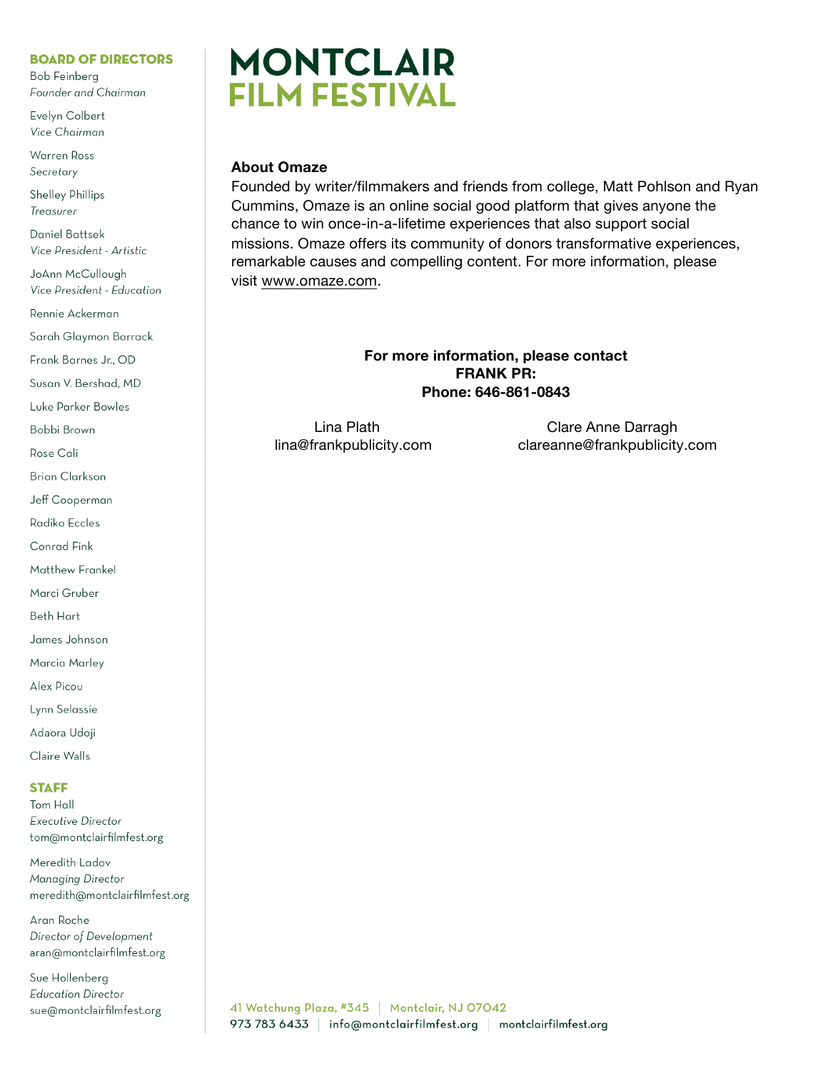# MONTCLAIR FILM FESTIVAL

**BOARD OF DIRECTORS**

Bob Feinberg
*Founder and Chairman*

Evelyn Colbert
*Vice Chairman*

Warren Ross
*Secretary*

Shelley Phillips
*Treasurer*

Daniel Battsek
*Vice President - Artistic*

JoAnn McCullough
*Vice President - Education*

Rennie Ackerman

Sarah Glaymon Barrack

Frank Barnes Jr., OD

Susan V. Bershad, MD

Luke Parker Bowles

Bobbi Brown

Rose Cali

Brian Clarkson

Jeff Cooperman

Radika Eccles

Conrad Fink

Matthew Frankel

Marci Gruber

Beth Hart

James Johnson

Marcia Marley

Alex Picou

Lynn Selassie

Adaora Udoji

Claire Walls

**STAFF**

Tom Hall
*Executive Director*
tom@montclairfilmfest.org

Meredith Ladov
*Managing Director*
meredith@montclairfilmfest.org

Aran Roche
*Director of Development*
aran@montclairfilmfest.org

Sue Hollenberg
*Education Director*
sue@montclairfilmfest.org

**About Omaze**
Founded by writer/filmmakers and friends from college, Matt Pohlson and Ryan Cummins, Omaze is an online social good platform that gives anyone the chance to win once-in-a-lifetime experiences that also support social missions. Omaze offers its community of donors transformative experiences, remarkable causes and compelling content. For more information, please visit www.omaze.com.

**For more information, please contact**
**FRANK PR:**
**Phone: 646-861-0843**

Lina Plath
lina@frankpublicity.com

Clare Anne Darragh
clareanne@frankpublicity.com

41 Watchung Plaza, #345 | Montclair, NJ 07042
973 783 6433 | info@montclairfilmfest.org | montclairfilmfest.org